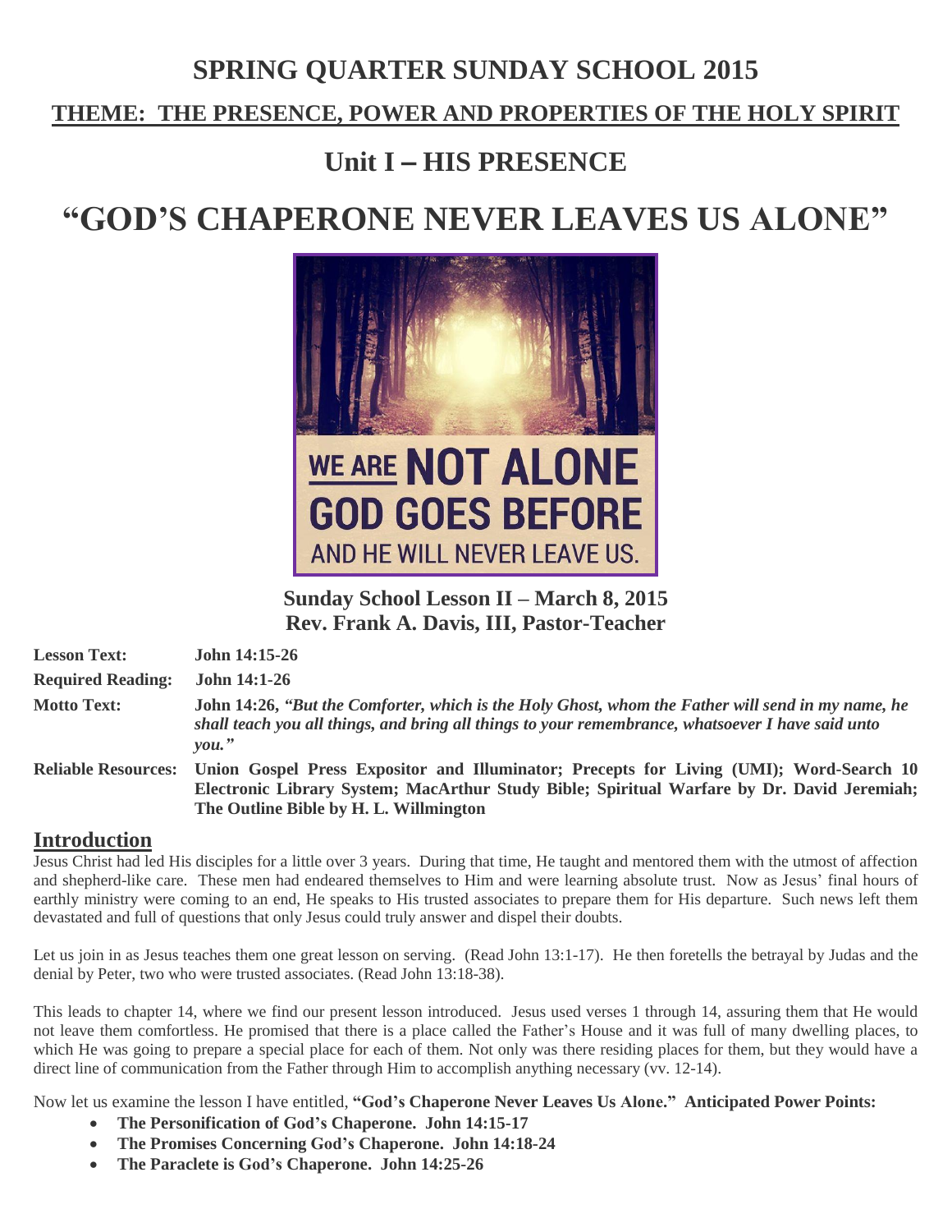# SPRING QUARTER SUNDAY SCHOOL 2015

## THEME: THE PRESENCE, POWER AND PROPERTIES OF THE HOLY SPIRIT

## Unit I – HIS PRESENCE

# "GOD'S CHAPERONE NEVER LEAVES US ALONE"

WE ARE NOT ALONE GOD GOES BEFORE AND HE WILL NEVER LEAVE US.

**Sunday School Lesson II – March 8, 2015**
**Rev. Frank A. Davis, III, Pastor-Teacher**

**Lesson Text:** **John 14:15-26**

**Required Reading:** **John 14:1-26**

**Motto Text:** **John 14:26, *"But the Comforter, which is the Holy Ghost, whom the Father will send in my name, he shall teach you all things, and bring all things to your remembrance, whatsoever I have said unto you."***

**Reliable Resources:** **Union Gospel Press Expositor and Illuminator; Precepts for Living (UMI); Word-Search 10 Electronic Library System; MacArthur Study Bible; Spiritual Warfare by Dr. David Jeremiah; The Outline Bible by H. L. Willmington**

## Introduction

Jesus Christ had led His disciples for a little over 3 years. During that time, He taught and mentored them with the utmost of affection and shepherd-like care. These men had endeared themselves to Him and were learning absolute trust. Now as Jesus' final hours of earthly ministry were coming to an end, He speaks to His trusted associates to prepare them for His departure. Such news left them devastated and full of questions that only Jesus could truly answer and dispel their doubts.

Let us join in as Jesus teaches them one great lesson on serving. (Read John 13:1-17). He then foretells the betrayal by Judas and the denial by Peter, two who were trusted associates. (Read John 13:18-38).

This leads to chapter 14, where we find our present lesson introduced. Jesus used verses 1 through 14, assuring them that He would not leave them comfortless. He promised that there is a place called the Father's House and it was full of many dwelling places, to which He was going to prepare a special place for each of them. Not only was there residing places for them, but they would have a direct line of communication from the Father through Him to accomplish anything necessary (vv. 12-14).

Now let us examine the lesson I have entitled, **"God's Chaperone Never Leaves Us Alone." Anticipated Power Points:**

- **The Personification of God's Chaperone. John 14:15-17**
- **The Promises Concerning God's Chaperone. John 14:18-24**
- **The Paraclete is God's Chaperone. John 14:25-26**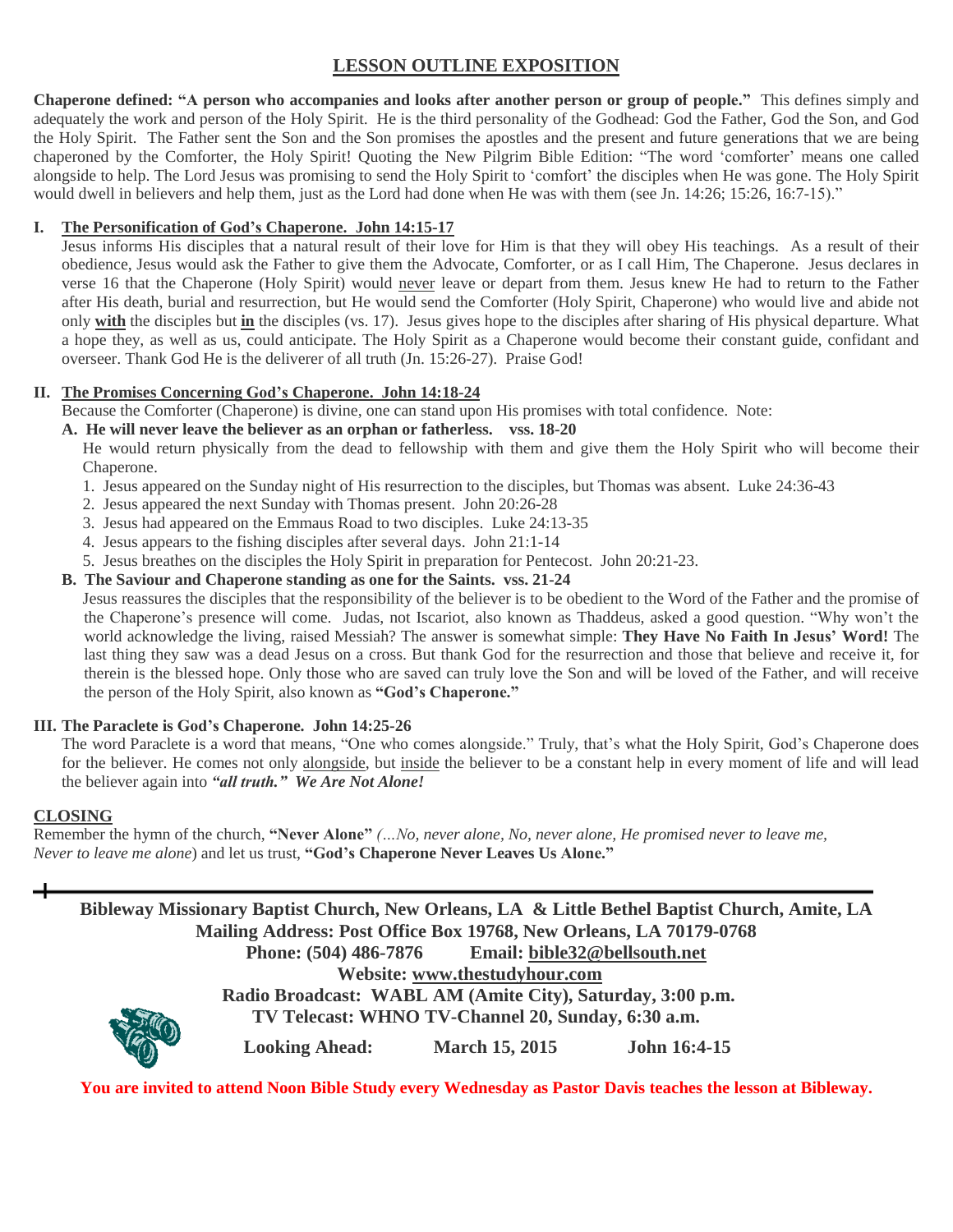# LESSON OUTLINE EXPOSITION

**Chaperone defined: "A person who accompanies and looks after another person or group of people."** This defines simply and adequately the work and person of the Holy Spirit. He is the third personality of the Godhead: God the Father, God the Son, and God the Holy Spirit. The Father sent the Son and the Son promises the apostles and the present and future generations that we are being chaperoned by the Comforter, the Holy Spirit! Quoting the New Pilgrim Bible Edition: "The word 'comforter' means one called alongside to help. The Lord Jesus was promising to send the Holy Spirit to 'comfort' the disciples when He was gone. The Holy Spirit would dwell in believers and help them, just as the Lord had done when He was with them (see Jn. 14:26; 15:26, 16:7-15)."

## I. The Personification of God's Chaperone. John 14:15-17

Jesus informs His disciples that a natural result of their love for Him is that they will obey His teachings. As a result of their obedience, Jesus would ask the Father to give them the Advocate, Comforter, or as I call Him, The Chaperone. Jesus declares in verse 16 that the Chaperone (Holy Spirit) would never leave or depart from them. Jesus knew He had to return to the Father after His death, burial and resurrection, but He would send the Comforter (Holy Spirit, Chaperone) who would live and abide not only **with** the disciples but **in** the disciples (vs. 17). Jesus gives hope to the disciples after sharing of His physical departure. What a hope they, as well as us, could anticipate. The Holy Spirit as a Chaperone would become their constant guide, confidant and overseer. Thank God He is the deliverer of all truth (Jn. 15:26-27). Praise God!

## II. The Promises Concerning God's Chaperone. John 14:18-24

Because the Comforter (Chaperone) is divine, one can stand upon His promises with total confidence. Note:

### A. He will never leave the believer as an orphan or fatherless. vss. 18-20

He would return physically from the dead to fellowship with them and give them the Holy Spirit who will become their Chaperone.

1. Jesus appeared on the Sunday night of His resurrection to the disciples, but Thomas was absent. Luke 24:36-43
2. Jesus appeared the next Sunday with Thomas present. John 20:26-28
3. Jesus had appeared on the Emmaus Road to two disciples. Luke 24:13-35
4. Jesus appears to the fishing disciples after several days. John 21:1-14
5. Jesus breathes on the disciples the Holy Spirit in preparation for Pentecost. John 20:21-23.

### B. The Saviour and Chaperone standing as one for the Saints. vss. 21-24

Jesus reassures the disciples that the responsibility of the believer is to be obedient to the Word of the Father and the promise of the Chaperone's presence will come. Judas, not Iscariot, also known as Thaddeus, asked a good question. "Why won't the world acknowledge the living, raised Messiah? The answer is somewhat simple: **They Have No Faith In Jesus' Word!** The last thing they saw was a dead Jesus on a cross. But thank God for the resurrection and those that believe and receive it, for therein is the blessed hope. Only those who are saved can truly love the Son and will be loved of the Father, and will receive the person of the Holy Spirit, also known as **"God's Chaperone."**

## III. The Paraclete is God's Chaperone. John 14:25-26

The word Paraclete is a word that means, "One who comes alongside." Truly, that's what the Holy Spirit, God's Chaperone does for the believer. He comes not only alongside, but inside the believer to be a constant help in every moment of life and will lead the believer again into ***"all truth." We Are Not Alone!***

## CLOSING

Remember the hymn of the church, **"Never Alone"** *(…No, never alone, No, never alone, He promised never to leave me, Never to leave me alone*) and let us trust, **"God's Chaperone Never Leaves Us Alone."**

---

**Bibleway Missionary Baptist Church, New Orleans, LA & Little Bethel Baptist Church, Amite, LA**
**Mailing Address: Post Office Box 19768, New Orleans, LA 70179-0768**
**Phone: (504) 486-7876 Email: bible32@bellsouth.net**
**Website: www.thestudyhour.com**
**Radio Broadcast: WABL AM (Amite City), Saturday, 3:00 p.m.**
**TV Telecast: WHNO TV-Channel 20, Sunday, 6:30 a.m.**

**Looking Ahead: March 15, 2015 John 16:4-15**

**You are invited to attend Noon Bible Study every Wednesday as Pastor Davis teaches the lesson at Bibleway.**